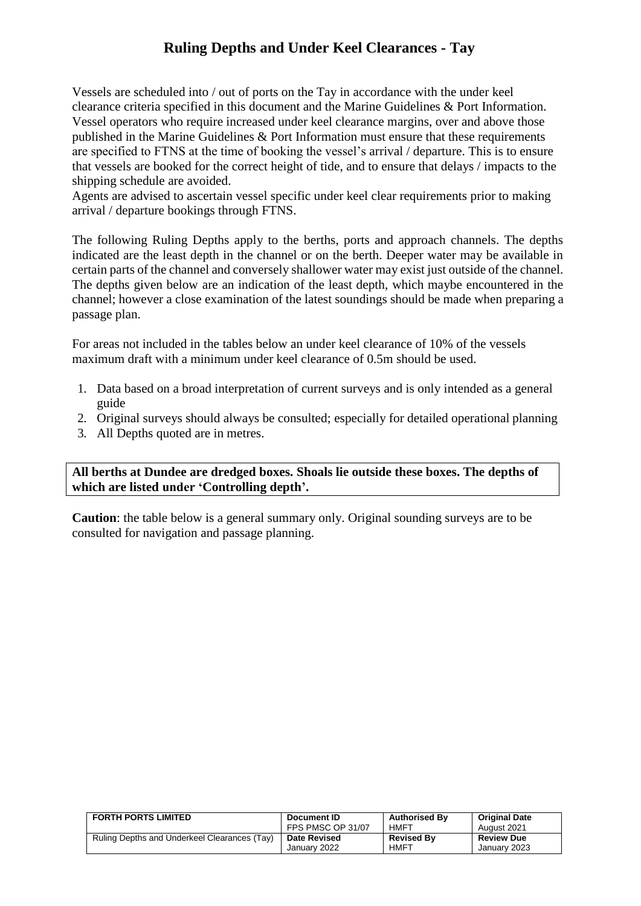# Ruling Depths and Under Keel Clearances - Tay

Vessels are scheduled into / out of ports on the Tay in accordance with the under keel clearance criteria specified in this document and the Marine Guidelines & Port Information. Vessel operators who require increased under keel clearance margins, over and above those published in the Marine Guidelines & Port Information must ensure that these requirements are specified to FTNS at the time of booking the vessel's arrival / departure. This is to ensure that vessels are booked for the correct height of tide, and to ensure that delays / impacts to the shipping schedule are avoided.
Agents are advised to ascertain vessel specific under keel clear requirements prior to making arrival / departure bookings through FTNS.

The following Ruling Depths apply to the berths, ports and approach channels. The depths indicated are the least depth in the channel or on the berth. Deeper water may be available in certain parts of the channel and conversely shallower water may exist just outside of the channel. The depths given below are an indication of the least depth, which maybe encountered in the channel; however a close examination of the latest soundings should be made when preparing a passage plan.

For areas not included in the tables below an under keel clearance of 10% of the vessels maximum draft with a minimum under keel clearance of 0.5m should be used.

1. Data based on a broad interpretation of current surveys and is only intended as a general guide
2. Original surveys should always be consulted; especially for detailed operational planning
3. All Depths quoted are in metres.

**All berths at Dundee are dredged boxes. Shoals lie outside these boxes. The depths of which are listed under 'Controlling depth'.**

**Caution**: the table below is a general summary only. Original sounding surveys are to be consulted for navigation and passage planning.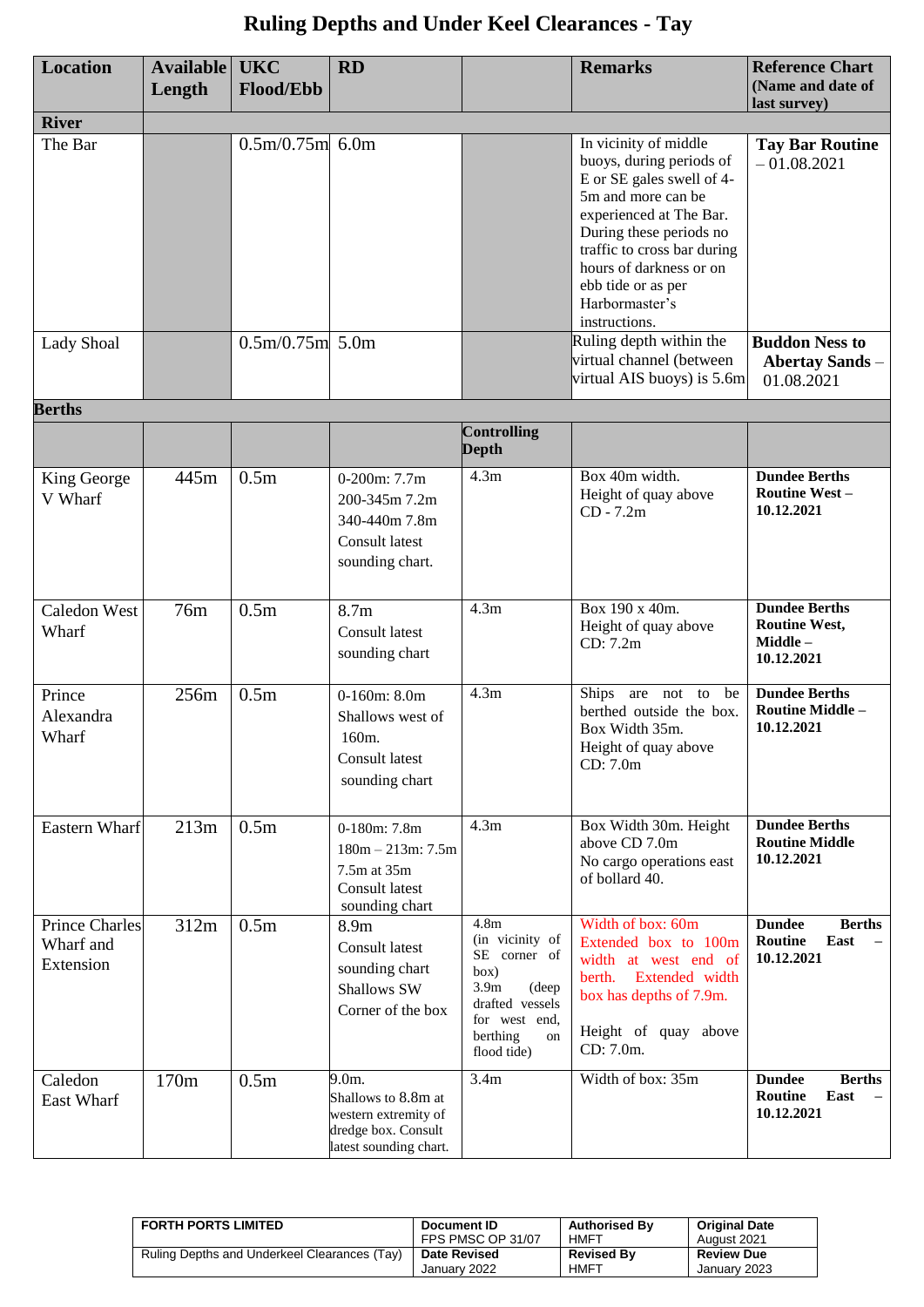# Ruling Depths and Under Keel Clearances - Tay

| Location | Available Length | UKC Flood/Ebb | RD | | Remarks | Reference Chart (Name and date of last survey) |
|---|---|---|---|---|---|---|
| **River** | | | | | | |
| The Bar | | 0.5m/0.75m | 6.0m | | In vicinity of middle buoys, during periods of E or SE gales swell of 4-5m and more can be experienced at The Bar. During these periods no traffic to cross bar during hours of darkness or on ebb tide or as per Harbormaster's instructions. | **Tay Bar Routine** – 01.08.2021 |
| Lady Shoal | | 0.5m/0.75m | 5.0m | | Ruling depth within the virtual channel (between virtual AIS buoys) is 5.6m | **Buddon Ness to Abertay Sands** – 01.08.2021 |
| **Berths** | | | | | | |
| | | | | **Controlling Depth** | | |
| King George V Wharf | 445m | 0.5m | 0-200m: 7.7m<br>200-345m 7.2m<br>340-440m 7.8m<br>Consult latest sounding chart. | 4.3m | Box 40m width.<br>Height of quay above CD - 7.2m | **Dundee Berths Routine West – 10.12.2021** |
| Caledon West Wharf | 76m | 0.5m | 8.7m<br>Consult latest sounding chart | 4.3m | Box 190 x 40m.<br>Height of quay above CD: 7.2m | **Dundee Berths Routine West, Middle – 10.12.2021** |
| Prince Alexandra Wharf | 256m | 0.5m | 0-160m: 8.0m<br>Shallows west of 160m.<br>Consult latest sounding chart | 4.3m | Ships are not to be berthed outside the box.<br>Box Width 35m.<br>Height of quay above CD: 7.0m | **Dundee Berths Routine Middle – 10.12.2021** |
| Eastern Wharf | 213m | 0.5m | 0-180m: 7.8m<br>180m – 213m: 7.5m<br>7.5m at 35m<br>Consult latest sounding chart | 4.3m | Box Width 30m. Height above CD 7.0m<br>No cargo operations east of bollard 40. | **Dundee Berths Routine Middle 10.12.2021** |
| Prince Charles Wharf and Extension | 312m | 0.5m | 8.9m<br>Consult latest sounding chart<br>Shallows SW Corner of the box | 4.8m (in vicinity of SE corner of box)<br>3.9m (deep drafted vessels for west end, berthing on flood tide) | Width of box: 60m<br>Extended box to 100m width at west end of berth. Extended width box has depths of 7.9m.<br><br>Height of quay above CD: 7.0m. | **Dundee Berths Routine East – 10.12.2021** |
| Caledon East Wharf | 170m | 0.5m | 9.0m.<br>Shallows to 8.8m at western extremity of dredge box. Consult latest sounding chart. | 3.4m | Width of box: 35m | **Dundee Berths Routine East – 10.12.2021** |

| **FORTH PORTS LIMITED** | **Document ID**<br>FPS PMSC OP 31/07 | **Authorised By**<br>HMFT | **Original Date**<br>August 2021 |
|---|---|---|---|
| Ruling Depths and Underkeel Clearances (Tay) | **Date Revised**<br>January 2022 | **Revised By**<br>HMFT | **Review Due**<br>January 2023 |